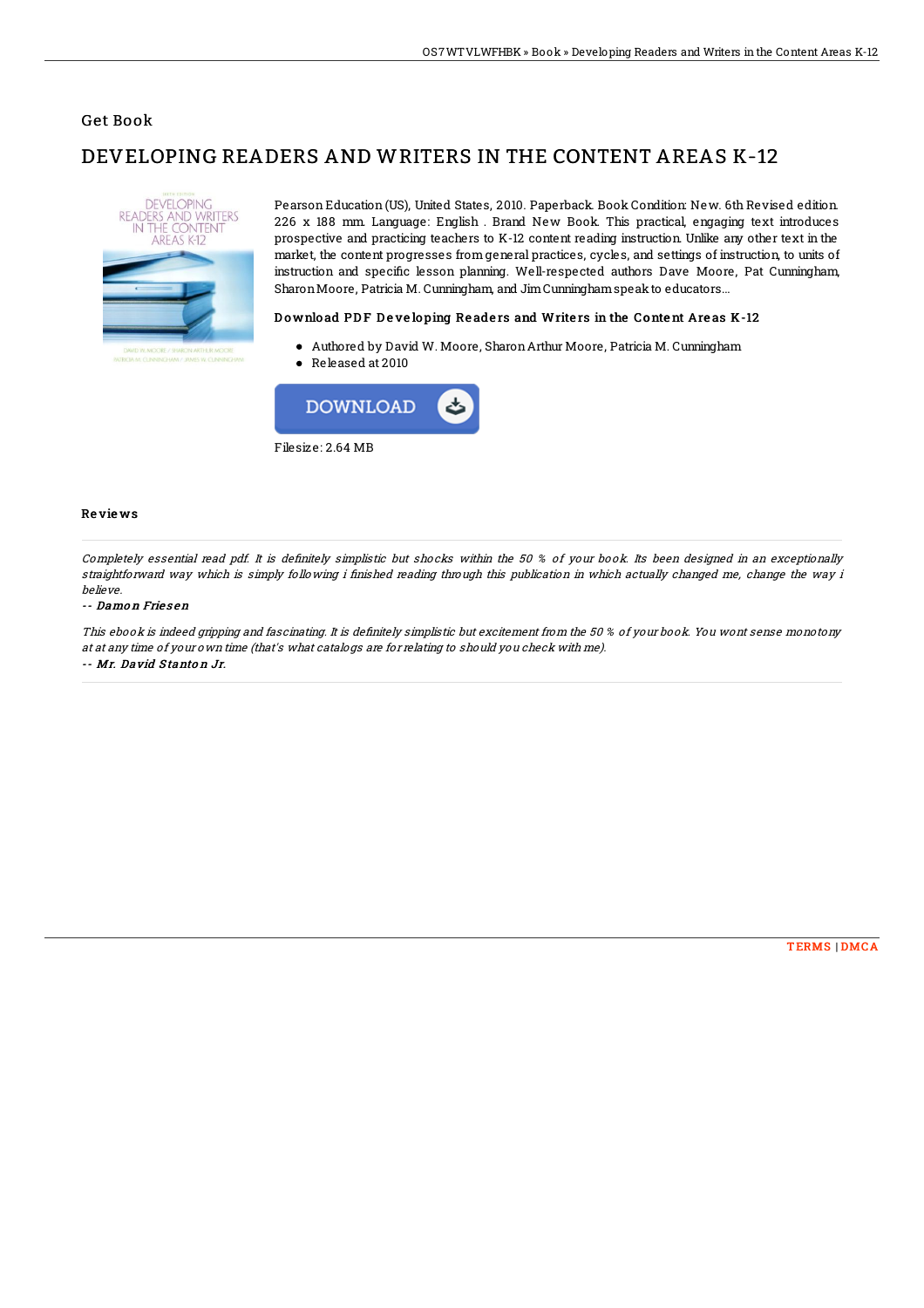## Get Book

# DEVELOPING READERS AND WRITERS IN THE CONTENT AREAS K-12

Pearson Education (US), United States, 2010. Paperback. Book Condition: New. 6th Revised edition. 226 x 188 mm. Language: English . Brand New Book. This practical, engaging text introduces prospective and practicing teachers to K-12 content reading instruction. Unlike any other text in the market, the content progresses from general practices, cycles, and settings of instruction, to units of instruction and specific lesson planning. Well-respected authors Dave Moore, Pat Cunningham, Sharon Moore, Patricia M. Cunningham, and Jim Cunningham speak to educators...

### Download PDF Developing Readers and Writers in the Content Areas K-12

- Authored by David W. Moore, Sharon Arthur Moore, Patricia M. Cunningham
- Released at 2010

DOWNLOAD

Filesize: 2.64 MB

### Reviews

*Completely essential read pdf. It is definitely simplistic but shocks within the 50 % of your book. Its been designed in an exceptionally straightforward way which is simply following i finished reading through this publication in which actually changed me, change the way i believe.*

-- ***Damon Friesen***

*This ebook is indeed gripping and fascinating. It is definitely simplistic but excitement from the 50 % of your book. You wont sense monotony at at any time of your own time (that's what catalogs are for relating to should you check with me).*

-- ***Mr. David Stanton Jr.***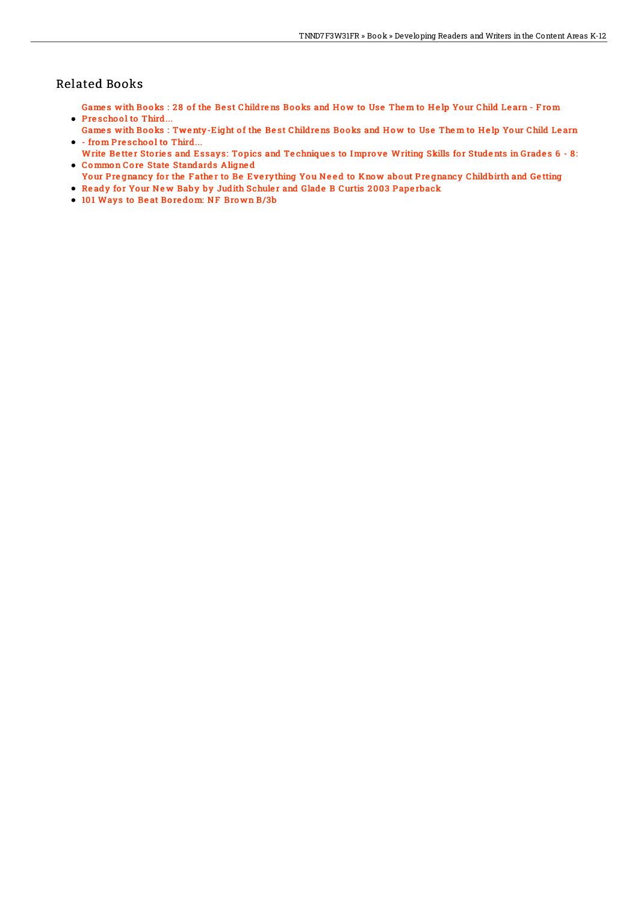## Related Books

- Games with Books : 28 of the Best Childrens Books and How to Use Them to Help Your Child Learn - From Preschool to Third...
- Games with Books : Twenty-Eight of the Best Childrens Books and How to Use Them to Help Your Child Learn - from Preschool to Third...
- Write Better Stories and Essays: Topics and Techniques to Improve Writing Skills for Students in Grades 6 - 8: Common Core State Standards Aligned
- Your Pregnancy for the Father to Be Everything You Need to Know about Pregnancy Childbirth and Getting Ready for Your New Baby by Judith Schuler and Glade B Curtis 2003 Paperback
- 101 Ways to Beat Boredom: NF Brown B/3b